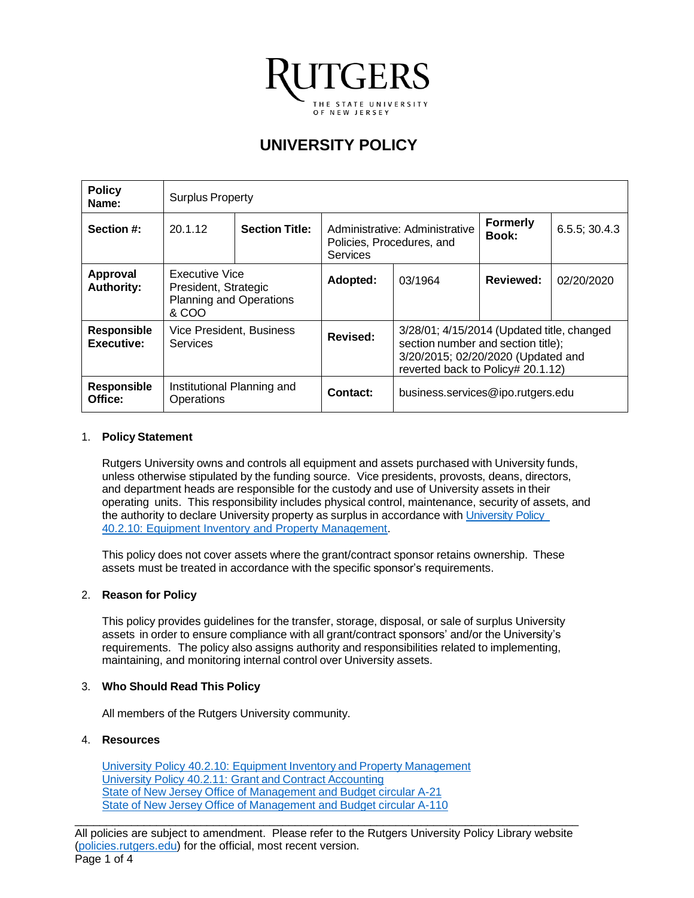# RUTGERS

THE STATE UNIVERSITY OF NEW JERSEY

## UNIVERSITY POLICY

| **Policy Name:** | Surplus Property | | | | | |
|---|---|---|---|---|---|---|
| **Section #:** | 20.1.12 | **Section Title:** | Administrative: Administrative Policies, Procedures, and Services | | **Formerly Book:** | 6.5.5; 30.4.3 |
| **Approval Authority:** | Executive Vice President, Strategic Planning and Operations & COO | | **Adopted:** | 03/1964 | **Reviewed:** | 02/20/2020 |
| **Responsible Executive:** | Vice President, Business Services | | **Revised:** | 3/28/01; 4/15/2014 (Updated title, changed section number and section title); 3/20/2015; 02/20/2020 (Updated and reverted back to Policy# 20.1.12) | | |
| **Responsible Office:** | Institutional Planning and Operations | | **Contact:** | business.services@ipo.rutgers.edu | | |

1. **Policy Statement**

   Rutgers University owns and controls all equipment and assets purchased with University funds, unless otherwise stipulated by the funding source. Vice presidents, provosts, deans, directors, and department heads are responsible for the custody and use of University assets in their operating units. This responsibility includes physical control, maintenance, security of assets, and the authority to declare University property as surplus in accordance with University Policy 40.2.10: Equipment Inventory and Property Management.

   This policy does not cover assets where the grant/contract sponsor retains ownership. These assets must be treated in accordance with the specific sponsor's requirements.

2. **Reason for Policy**

   This policy provides guidelines for the transfer, storage, disposal, or sale of surplus University assets in order to ensure compliance with all grant/contract sponsors' and/or the University's requirements. The policy also assigns authority and responsibilities related to implementing, maintaining, and monitoring internal control over University assets.

3. **Who Should Read This Policy**

   All members of the Rutgers University community.

4. **Resources**

   University Policy 40.2.10: Equipment Inventory and Property Management
   University Policy 40.2.11: Grant and Contract Accounting
   State of New Jersey Office of Management and Budget circular A-21
   State of New Jersey Office of Management and Budget circular A-110

All policies are subject to amendment. Please refer to the Rutgers University Policy Library website (policies.rutgers.edu) for the official, most recent version.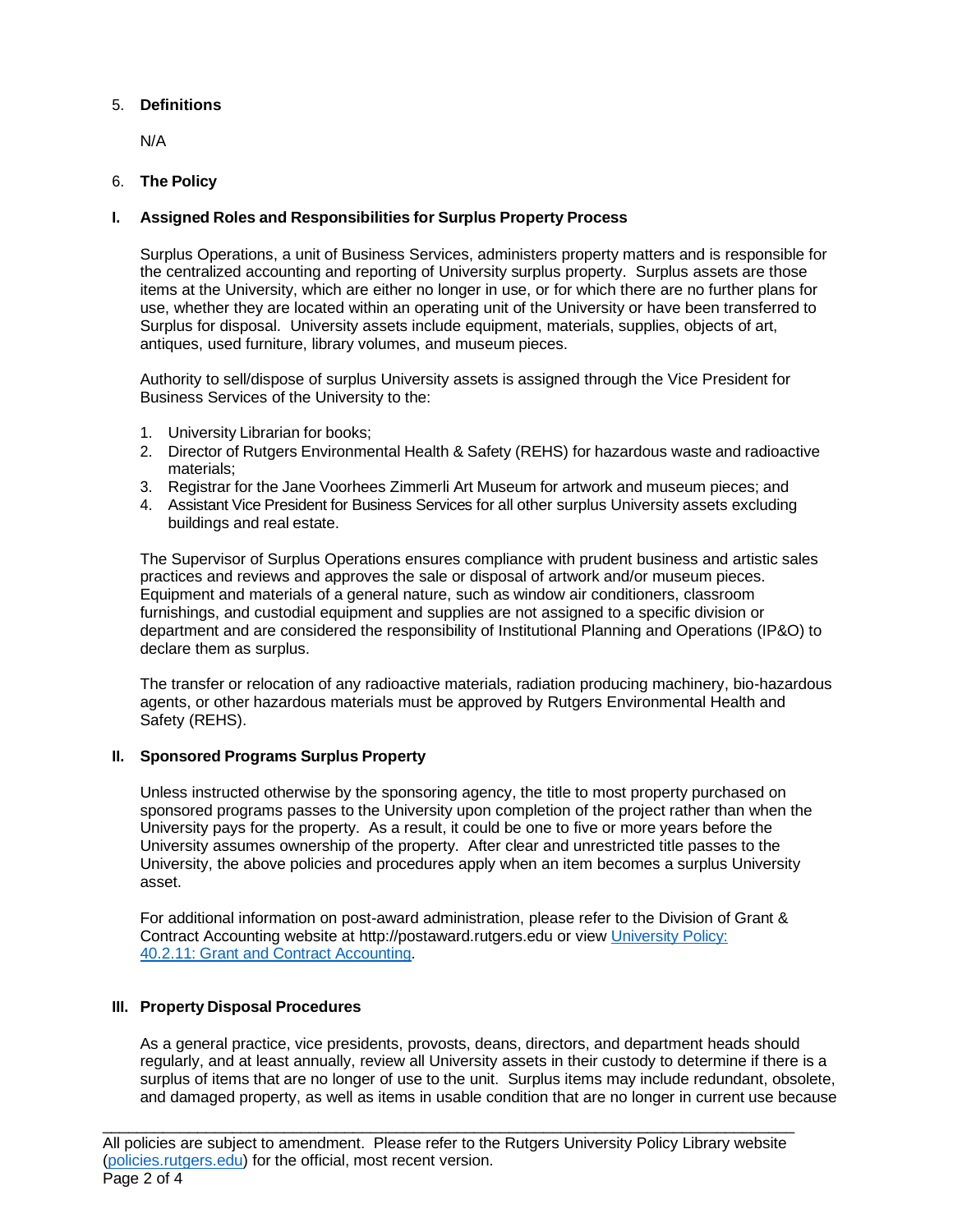5. **Definitions**

N/A

6. **The Policy**

**I. Assigned Roles and Responsibilities for Surplus Property Process**

Surplus Operations, a unit of Business Services, administers property matters and is responsible for the centralized accounting and reporting of University surplus property. Surplus assets are those items at the University, which are either no longer in use, or for which there are no further plans for use, whether they are located within an operating unit of the University or have been transferred to Surplus for disposal. University assets include equipment, materials, supplies, objects of art, antiques, used furniture, library volumes, and museum pieces.

Authority to sell/dispose of surplus University assets is assigned through the Vice President for Business Services of the University to the:

1. University Librarian for books;
2. Director of Rutgers Environmental Health & Safety (REHS) for hazardous waste and radioactive materials;
3. Registrar for the Jane Voorhees Zimmerli Art Museum for artwork and museum pieces; and
4. Assistant Vice President for Business Services for all other surplus University assets excluding buildings and real estate.

The Supervisor of Surplus Operations ensures compliance with prudent business and artistic sales practices and reviews and approves the sale or disposal of artwork and/or museum pieces. Equipment and materials of a general nature, such as window air conditioners, classroom furnishings, and custodial equipment and supplies are not assigned to a specific division or department and are considered the responsibility of Institutional Planning and Operations (IP&O) to declare them as surplus.

The transfer or relocation of any radioactive materials, radiation producing machinery, bio-hazardous agents, or other hazardous materials must be approved by Rutgers Environmental Health and Safety (REHS).

**II. Sponsored Programs Surplus Property**

Unless instructed otherwise by the sponsoring agency, the title to most property purchased on sponsored programs passes to the University upon completion of the project rather than when the University pays for the property. As a result, it could be one to five or more years before the University assumes ownership of the property. After clear and unrestricted title passes to the University, the above policies and procedures apply when an item becomes a surplus University asset.

For additional information on post-award administration, please refer to the Division of Grant & Contract Accounting website at http://postaward.rutgers.edu or view [University Policy: 40.2.11: Grant and Contract Accounting](#).

**III. Property Disposal Procedures**

As a general practice, vice presidents, provosts, deans, directors, and department heads should regularly, and at least annually, review all University assets in their custody to determine if there is a surplus of items that are no longer of use to the unit. Surplus items may include redundant, obsolete, and damaged property, as well as items in usable condition that are no longer in current use because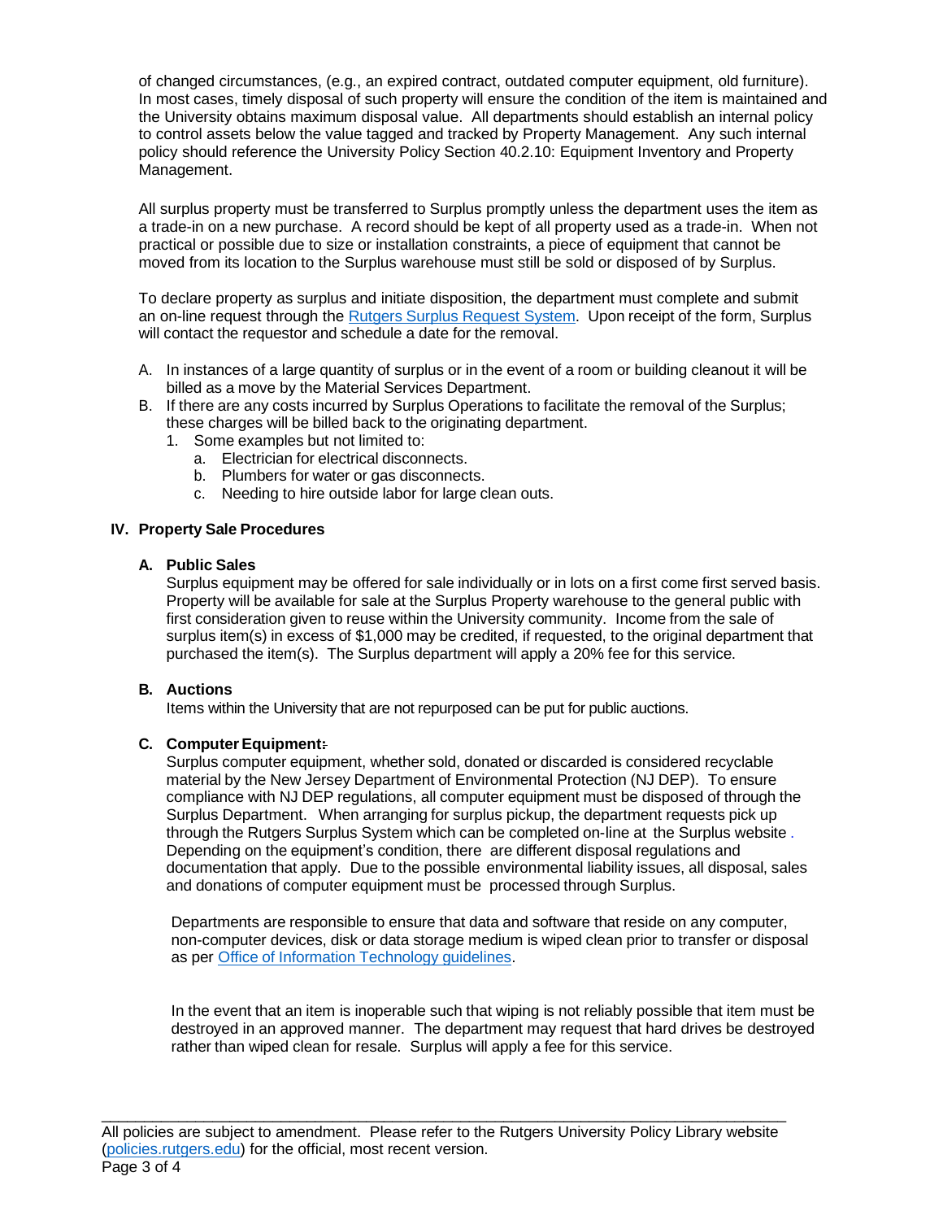of changed circumstances, (e.g., an expired contract, outdated computer equipment, old furniture). In most cases, timely disposal of such property will ensure the condition of the item is maintained and the University obtains maximum disposal value. All departments should establish an internal policy to control assets below the value tagged and tracked by Property Management. Any such internal policy should reference the University Policy Section 40.2.10: Equipment Inventory and Property Management.

All surplus property must be transferred to Surplus promptly unless the department uses the item as a trade-in on a new purchase. A record should be kept of all property used as a trade-in. When not practical or possible due to size or installation constraints, a piece of equipment that cannot be moved from its location to the Surplus warehouse must still be sold or disposed of by Surplus.

To declare property as surplus and initiate disposition, the department must complete and submit an on-line request through the Rutgers Surplus Request System. Upon receipt of the form, Surplus will contact the requestor and schedule a date for the removal.

A. In instances of a large quantity of surplus or in the event of a room or building cleanout it will be billed as a move by the Material Services Department.
B. If there are any costs incurred by Surplus Operations to facilitate the removal of the Surplus; these charges will be billed back to the originating department.
    1. Some examples but not limited to:
        a. Electrician for electrical disconnects.
        b. Plumbers for water or gas disconnects.
        c. Needing to hire outside labor for large clean outs.

## IV. Property Sale Procedures

### A. Public Sales

Surplus equipment may be offered for sale individually or in lots on a first come first served basis. Property will be available for sale at the Surplus Property warehouse to the general public with first consideration given to reuse within the University community. Income from the sale of surplus item(s) in excess of $1,000 may be credited, if requested, to the original department that purchased the item(s). The Surplus department will apply a 20% fee for this service.

### B. Auctions

Items within the University that are not repurposed can be put for public auctions.

### C. Computer Equipment:

Surplus computer equipment, whether sold, donated or discarded is considered recyclable material by the New Jersey Department of Environmental Protection (NJ DEP). To ensure compliance with NJ DEP regulations, all computer equipment must be disposed of through the Surplus Department. When arranging for surplus pickup, the department requests pick up through the Rutgers Surplus System which can be completed on-line at the Surplus website. Depending on the equipment's condition, there are different disposal regulations and documentation that apply. Due to the possible environmental liability issues, all disposal, sales and donations of computer equipment must be processed through Surplus.

Departments are responsible to ensure that data and software that reside on any computer, non-computer devices, disk or data storage medium is wiped clean prior to transfer or disposal as per Office of Information Technology guidelines.

In the event that an item is inoperable such that wiping is not reliably possible that item must be destroyed in an approved manner. The department may request that hard drives be destroyed rather than wiped clean for resale. Surplus will apply a fee for this service.

All policies are subject to amendment. Please refer to the Rutgers University Policy Library website (policies.rutgers.edu) for the official, most recent version.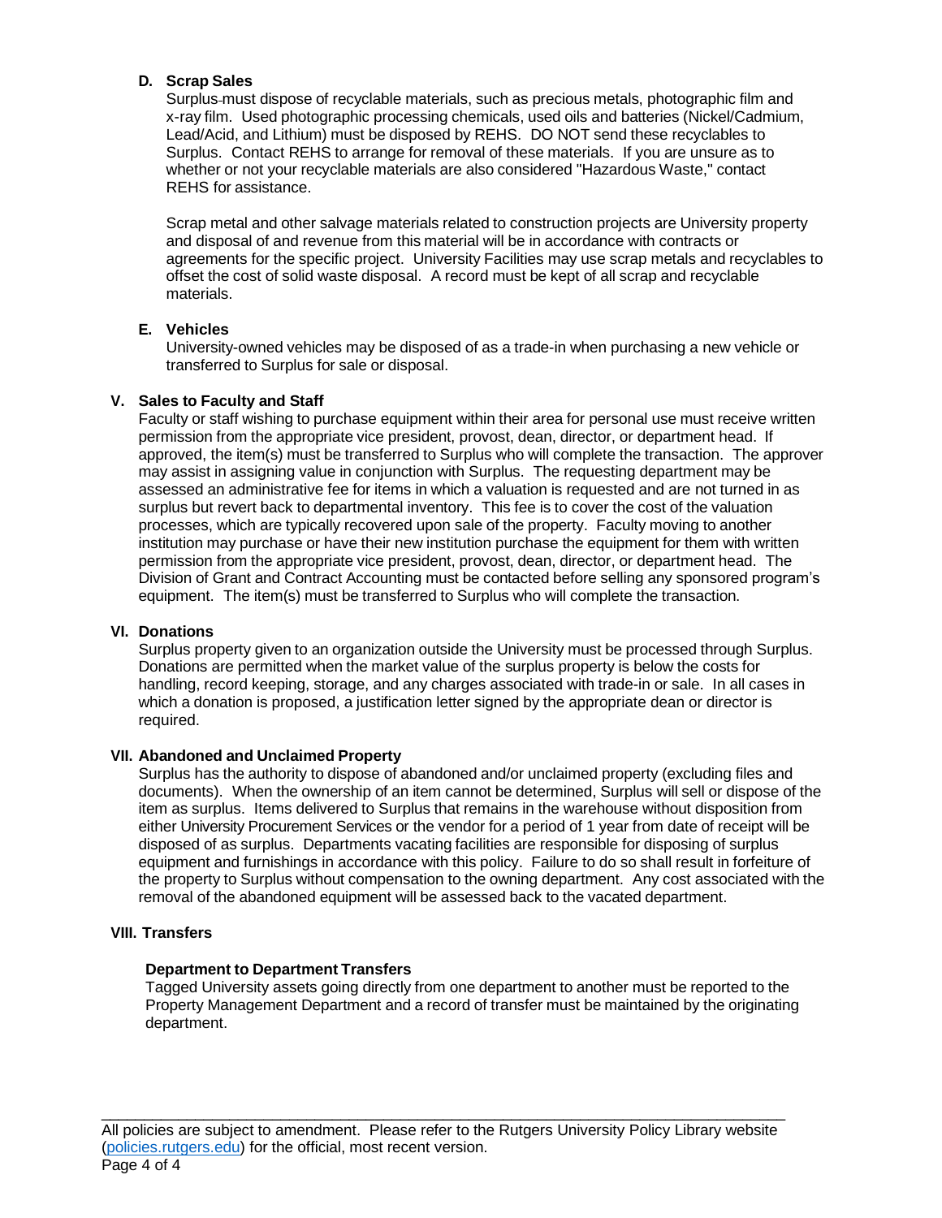**D. Scrap Sales**

Surplus must dispose of recyclable materials, such as precious metals, photographic film and x-ray film. Used photographic processing chemicals, used oils and batteries (Nickel/Cadmium, Lead/Acid, and Lithium) must be disposed by REHS. DO NOT send these recyclables to Surplus. Contact REHS to arrange for removal of these materials. If you are unsure as to whether or not your recyclable materials are also considered "Hazardous Waste," contact REHS for assistance.

Scrap metal and other salvage materials related to construction projects are University property and disposal of and revenue from this material will be in accordance with contracts or agreements for the specific project. University Facilities may use scrap metals and recyclables to offset the cost of solid waste disposal. A record must be kept of all scrap and recyclable materials.

**E. Vehicles**

University-owned vehicles may be disposed of as a trade-in when purchasing a new vehicle or transferred to Surplus for sale or disposal.

## V. Sales to Faculty and Staff

Faculty or staff wishing to purchase equipment within their area for personal use must receive written permission from the appropriate vice president, provost, dean, director, or department head. If approved, the item(s) must be transferred to Surplus who will complete the transaction. The approver may assist in assigning value in conjunction with Surplus. The requesting department may be assessed an administrative fee for items in which a valuation is requested and are not turned in as surplus but revert back to departmental inventory. This fee is to cover the cost of the valuation processes, which are typically recovered upon sale of the property. Faculty moving to another institution may purchase or have their new institution purchase the equipment for them with written permission from the appropriate vice president, provost, dean, director, or department head. The Division of Grant and Contract Accounting must be contacted before selling any sponsored program's equipment. The item(s) must be transferred to Surplus who will complete the transaction.

## VI. Donations

Surplus property given to an organization outside the University must be processed through Surplus. Donations are permitted when the market value of the surplus property is below the costs for handling, record keeping, storage, and any charges associated with trade-in or sale. In all cases in which a donation is proposed, a justification letter signed by the appropriate dean or director is required.

## VII. Abandoned and Unclaimed Property

Surplus has the authority to dispose of abandoned and/or unclaimed property (excluding files and documents). When the ownership of an item cannot be determined, Surplus will sell or dispose of the item as surplus. Items delivered to Surplus that remains in the warehouse without disposition from either University Procurement Services or the vendor for a period of 1 year from date of receipt will be disposed of as surplus. Departments vacating facilities are responsible for disposing of surplus equipment and furnishings in accordance with this policy. Failure to do so shall result in forfeiture of the property to Surplus without compensation to the owning department. Any cost associated with the removal of the abandoned equipment will be assessed back to the vacated department.

## VIII. Transfers

**Department to Department Transfers**

Tagged University assets going directly from one department to another must be reported to the Property Management Department and a record of transfer must be maintained by the originating department.

All policies are subject to amendment. Please refer to the Rutgers University Policy Library website (policies.rutgers.edu) for the official, most recent version.